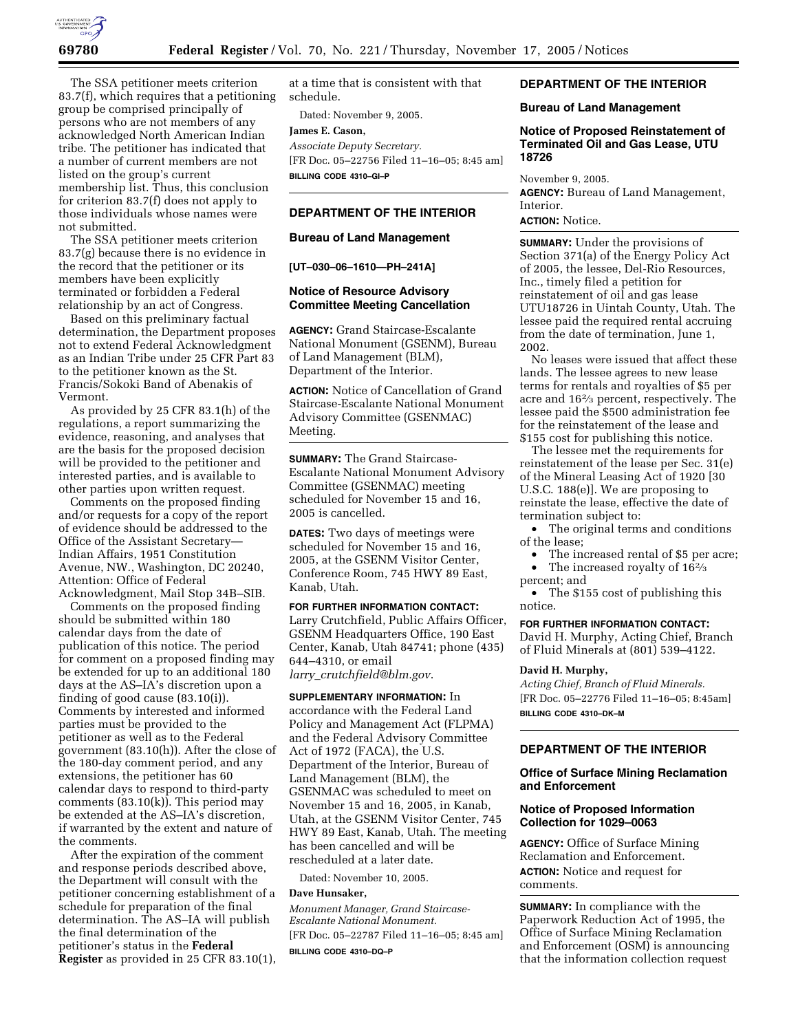The SSA petitioner meets criterion 83.7(f), which requires that a petitioning group be comprised principally of persons who are not members of any acknowledged North American Indian tribe. The petitioner has indicated that a number of current members are not listed on the group's current membership list. Thus, this conclusion for criterion 83.7(f) does not apply to those individuals whose names were not submitted.

The SSA petitioner meets criterion 83.7(g) because there is no evidence in the record that the petitioner or its members have been explicitly terminated or forbidden a Federal relationship by an act of Congress.

Based on this preliminary factual determination, the Department proposes not to extend Federal Acknowledgment as an Indian Tribe under 25 CFR Part 83 to the petitioner known as the St. Francis/Sokoki Band of Abenakis of Vermont.

As provided by 25 CFR 83.1(h) of the regulations, a report summarizing the evidence, reasoning, and analyses that are the basis for the proposed decision will be provided to the petitioner and interested parties, and is available to other parties upon written request.

Comments on the proposed finding and/or requests for a copy of the report of evidence should be addressed to the Office of the Assistant Secretary—Indian Affairs, 1951 Constitution Avenue, NW., Washington, DC 20240, Attention: Office of Federal Acknowledgment, Mail Stop 34B–SIB.

Comments on the proposed finding should be submitted within 180 calendar days from the date of publication of this notice. The period for comment on a proposed finding may be extended for up to an additional 180 days at the AS–IA's discretion upon a finding of good cause (83.10(i)). Comments by interested and informed parties must be provided to the petitioner as well as to the Federal government (83.10(h)). After the close of the 180-day comment period, and any extensions, the petitioner has 60 calendar days to respond to third-party comments (83.10(k)). This period may be extended at the AS–IA's discretion, if warranted by the extent and nature of the comments.

After the expiration of the comment and response periods described above, the Department will consult with the petitioner concerning establishment of a schedule for preparation of the final determination. The AS–IA will publish the final determination of the petitioner's status in the **Federal Register** as provided in 25 CFR 83.10(1), at a time that is consistent with that schedule.

Dated: November 9, 2005.

**James E. Cason,**

*Associate Deputy Secretary.*

[FR Doc. 05–22756 Filed 11–16–05; 8:45 am]

**BILLING CODE 4310–GI–P**

---

## DEPARTMENT OF THE INTERIOR

### Bureau of Land Management

**[UT–030–06–1610—PH–241A]**

### Notice of Resource Advisory Committee Meeting Cancellation

**AGENCY:** Grand Staircase-Escalante National Monument (GSENM), Bureau of Land Management (BLM), Department of the Interior.

**ACTION:** Notice of Cancellation of Grand Staircase-Escalante National Monument Advisory Committee (GSENMAC) Meeting.

**SUMMARY:** The Grand Staircase-Escalante National Monument Advisory Committee (GSENMAC) meeting scheduled for November 15 and 16, 2005 is cancelled.

**DATES:** Two days of meetings were scheduled for November 15 and 16, 2005, at the GSENM Visitor Center, Conference Room, 745 HWY 89 East, Kanab, Utah.

**FOR FURTHER INFORMATION CONTACT:** Larry Crutchfield, Public Affairs Officer, GSENM Headquarters Office, 190 East Center, Kanab, Utah 84741; phone (435) 644–4310, or email *larry_crutchfield@blm.gov*.

**SUPPLEMENTARY INFORMATION:** In accordance with the Federal Land Policy and Management Act (FLPMA) and the Federal Advisory Committee Act of 1972 (FACA), the U.S. Department of the Interior, Bureau of Land Management (BLM), the GSENMAC was scheduled to meet on November 15 and 16, 2005, in Kanab, Utah, at the GSENM Visitor Center, 745 HWY 89 East, Kanab, Utah. The meeting has been cancelled and will be rescheduled at a later date.

Dated: November 10, 2005.

**Dave Hunsaker,**

*Monument Manager, Grand Staircase-Escalante National Monument.*

[FR Doc. 05–22787 Filed 11–16–05; 8:45 am]

**BILLING CODE 4310–DQ–P**

---

## DEPARTMENT OF THE INTERIOR

### Bureau of Land Management

### Notice of Proposed Reinstatement of Terminated Oil and Gas Lease, UTU 18726

November 9, 2005.

**AGENCY:** Bureau of Land Management, Interior.

**ACTION:** Notice.

**SUMMARY:** Under the provisions of Section 371(a) of the Energy Policy Act of 2005, the lessee, Del-Rio Resources, Inc., timely filed a petition for reinstatement of oil and gas lease UTU18726 in Uintah County, Utah. The lessee paid the required rental accruing from the date of termination, June 1, 2002.

No leases were issued that affect these lands. The lessee agrees to new lease terms for rentals and royalties of $5 per acre and 16⅔ percent, respectively. The lessee paid the $500 administration fee for the reinstatement of the lease and $155 cost for publishing this notice.

The lessee met the requirements for reinstatement of the lease per Sec. 31(e) of the Mineral Leasing Act of 1920 [30 U.S.C. 188(e)]. We are proposing to reinstate the lease, effective the date of termination subject to:

- The original terms and conditions of the lease;
- The increased rental of $5 per acre;
- The increased royalty of 16⅔ percent; and
- The $155 cost of publishing this notice.

**FOR FURTHER INFORMATION CONTACT:** David H. Murphy, Acting Chief, Branch of Fluid Minerals at (801) 539–4122.

**David H. Murphy,**

*Acting Chief, Branch of Fluid Minerals.*

[FR Doc. 05–22776 Filed 11–16–05; 8:45am]

**BILLING CODE 4310–DK–M**

---

## DEPARTMENT OF THE INTERIOR

### Office of Surface Mining Reclamation and Enforcement

### Notice of Proposed Information Collection for 1029–0063

**AGENCY:** Office of Surface Mining Reclamation and Enforcement.

**ACTION:** Notice and request for comments.

**SUMMARY:** In compliance with the Paperwork Reduction Act of 1995, the Office of Surface Mining Reclamation and Enforcement (OSM) is announcing that the information collection request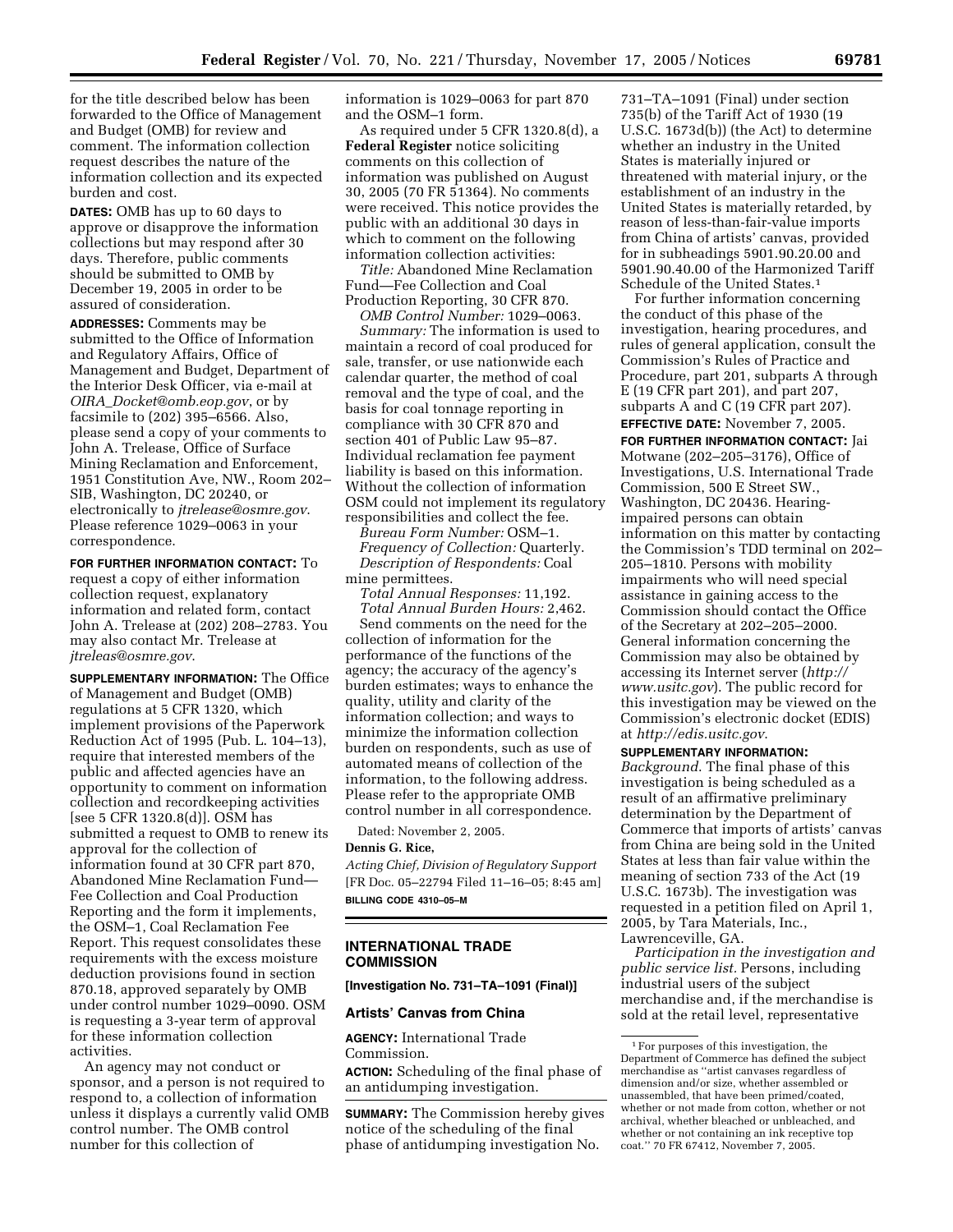for the title described below has been forwarded to the Office of Management and Budget (OMB) for review and comment. The information collection request describes the nature of the information collection and its expected burden and cost.

**DATES:** OMB has up to 60 days to approve or disapprove the information collections but may respond after 30 days. Therefore, public comments should be submitted to OMB by December 19, 2005 in order to be assured of consideration.

**ADDRESSES:** Comments may be submitted to the Office of Information and Regulatory Affairs, Office of Management and Budget, Department of the Interior Desk Officer, via e-mail at *OIRA_Docket@omb.eop.gov*, or by facsimile to (202) 395–6566. Also, please send a copy of your comments to John A. Trelease, Office of Surface Mining Reclamation and Enforcement, 1951 Constitution Ave, NW., Room 202–SIB, Washington, DC 20240, or electronically to *jtrelease@osmre.gov*. Please reference 1029–0063 in your correspondence.

**FOR FURTHER INFORMATION CONTACT:** To request a copy of either information collection request, explanatory information and related form, contact John A. Trelease at (202) 208–2783. You may also contact Mr. Trelease at *jtreleas@osmre.gov*.

**SUPPLEMENTARY INFORMATION:** The Office of Management and Budget (OMB) regulations at 5 CFR 1320, which implement provisions of the Paperwork Reduction Act of 1995 (Pub. L. 104–13), require that interested members of the public and affected agencies have an opportunity to comment on information collection and recordkeeping activities [see 5 CFR 1320.8(d)]. OSM has submitted a request to OMB to renew its approval for the collection of information found at 30 CFR part 870, Abandoned Mine Reclamation Fund—Fee Collection and Coal Production Reporting and the form it implements, the OSM–1, Coal Reclamation Fee Report. This request consolidates these requirements with the excess moisture deduction provisions found in section 870.18, approved separately by OMB under control number 1029–0090. OSM is requesting a 3-year term of approval for these information collection activities.

An agency may not conduct or sponsor, and a person is not required to respond to, a collection of information unless it displays a currently valid OMB control number. The OMB control number for this collection of information is 1029–0063 for part 870 and the OSM–1 form.

As required under 5 CFR 1320.8(d), a **Federal Register** notice soliciting comments on this collection of information was published on August 30, 2005 (70 FR 51364). No comments were received. This notice provides the public with an additional 30 days in which to comment on the following information collection activities:

*Title:* Abandoned Mine Reclamation Fund—Fee Collection and Coal Production Reporting, 30 CFR 870.

*OMB Control Number:* 1029–0063.

*Summary:* The information is used to maintain a record of coal produced for sale, transfer, or use nationwide each calendar quarter, the method of coal removal and the type of coal, and the basis for coal tonnage reporting in compliance with 30 CFR 870 and section 401 of Public Law 95–87. Individual reclamation fee payment liability is based on this information. Without the collection of information OSM could not implement its regulatory responsibilities and collect the fee.

*Bureau Form Number:* OSM–1.

*Frequency of Collection:* Quarterly.

*Description of Respondents:* Coal mine permittees.

*Total Annual Responses:* 11,192.

*Total Annual Burden Hours:* 2,462.

Send comments on the need for the collection of information for the performance of the functions of the agency; the accuracy of the agency's burden estimates; ways to enhance the quality, utility and clarity of the information collection; and ways to minimize the information collection burden on respondents, such as use of automated means of collection of the information, to the following address. Please refer to the appropriate OMB control number in all correspondence.

Dated: November 2, 2005.

**Dennis G. Rice,**

*Acting Chief, Division of Regulatory Support*

[FR Doc. 05–22794 Filed 11–16–05; 8:45 am]

**BILLING CODE 4310–05–M**

## INTERNATIONAL TRADE COMMISSION

**[Investigation No. 731–TA–1091 (Final)]**

### Artists' Canvas from China

**AGENCY:** International Trade Commission.

**ACTION:** Scheduling of the final phase of an antidumping investigation.

**SUMMARY:** The Commission hereby gives notice of the scheduling of the final phase of antidumping investigation No. 731–TA–1091 (Final) under section 735(b) of the Tariff Act of 1930 (19 U.S.C. 1673d(b)) (the Act) to determine whether an industry in the United States is materially injured or threatened with material injury, or the establishment of an industry in the United States is materially retarded, by reason of less-than-fair-value imports from China of artists' canvas, provided for in subheadings 5901.90.20.00 and 5901.90.40.00 of the Harmonized Tariff Schedule of the United States.[1]

For further information concerning the conduct of this phase of the investigation, hearing procedures, and rules of general application, consult the Commission's Rules of Practice and Procedure, part 201, subparts A through E (19 CFR part 201), and part 207, subparts A and C (19 CFR part 207).

**EFFECTIVE DATE:** November 7, 2005.

**FOR FURTHER INFORMATION CONTACT:** Jai Motwane (202–205–3176), Office of Investigations, U.S. International Trade Commission, 500 E Street SW., Washington, DC 20436. Hearing-impaired persons can obtain information on this matter by contacting the Commission's TDD terminal on 202–205–1810. Persons with mobility impairments who will need special assistance in gaining access to the Commission should contact the Office of the Secretary at 202–205–2000. General information concerning the Commission may also be obtained by accessing its Internet server (*http://www.usitc.gov*). The public record for this investigation may be viewed on the Commission's electronic docket (EDIS) at *http://edis.usitc.gov*.

**SUPPLEMENTARY INFORMATION:**

*Background.* The final phase of this investigation is being scheduled as a result of an affirmative preliminary determination by the Department of Commerce that imports of artists' canvas from China are being sold in the United States at less than fair value within the meaning of section 733 of the Act (19 U.S.C. 1673b). The investigation was requested in a petition filed on April 1, 2005, by Tara Materials, Inc., Lawrenceville, GA.

*Participation in the investigation and public service list.* Persons, including industrial users of the subject merchandise and, if the merchandise is sold at the retail level, representative

[1] For purposes of this investigation, the Department of Commerce has defined the subject merchandise as ''artist canvases regardless of dimension and/or size, whether assembled or unassembled, that have been primed/coated, whether or not made from cotton, whether or not archival, whether bleached or unbleached, and whether or not containing an ink receptive top coat.'' 70 FR 67412, November 7, 2005.